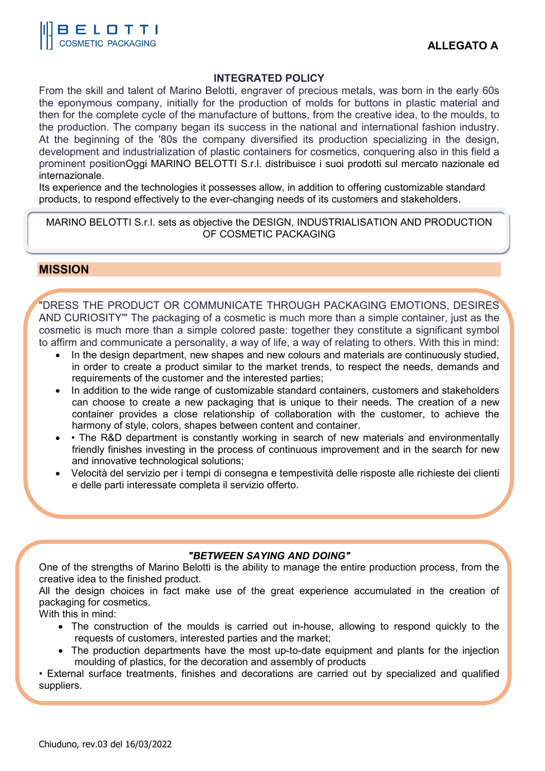BELOTTI COSMETIC PACKAGING

**ALLEGATO A**

## INTEGRATED POLICY

From the skill and talent of Marino Belotti, engraver of precious metals, was born in the early 60s the eponymous company, initially for the production of molds for buttons in plastic material and then for the complete cycle of the manufacture of buttons, from the creative idea, to the moulds, to the production. The company began its success in the national and international fashion industry. At the beginning of the '80s the company diversified its production specializing in the design, development and industrialization of plastic containers for cosmetics, conquering also in this field a prominent positionOggi MARINO BELOTTI S.r.l. distribuisce i suoi prodotti sul mercato nazionale ed internazionale.

Its experience and the technologies it possesses allow, in addition to offering customizable standard products, to respond effectively to the ever-changing needs of its customers and stakeholders.

MARINO BELOTTI S.r.l. sets as objective the DESIGN, INDUSTRIALISATION AND PRODUCTION OF COSMETIC PACKAGING

## MISSION

"DRESS THE PRODUCT OR COMMUNICATE THROUGH PACKAGING EMOTIONS, DESIRES AND CURIOSITY"' The packaging of a cosmetic is much more than a simple container, just as the cosmetic is much more than a simple colored paste: together they constitute a significant symbol to affirm and communicate a personality, a way of life, a way of relating to others. With this in mind:

- In the design department, new shapes and new colours and materials are continuously studied, in order to create a product similar to the market trends, to respect the needs, demands and requirements of the customer and the interested parties;
- In addition to the wide range of customizable standard containers, customers and stakeholders can choose to create a new packaging that is unique to their needs. The creation of a new container provides a close relationship of collaboration with the customer, to achieve the harmony of style, colors, shapes between content and container.
- • The R&D department is constantly working in search of new materials and environmentally friendly finishes investing in the process of continuous improvement and in the search for new and innovative technological solutions;
- Velocità del servizio per i tempi di consegna e tempestività delle risposte alle richieste dei clienti e delle parti interessate completa il servizio offerto.

### *"BETWEEN SAYING AND DOING"*

One of the strengths of Marino Belotti is the ability to manage the entire production process, from the creative idea to the finished product.

All the design choices in fact make use of the great experience accumulated in the creation of packaging for cosmetics.

With this in mind:

- The construction of the moulds is carried out in-house, allowing to respond quickly to the requests of customers, interested parties and the market;
- The production departments have the most up-to-date equipment and plants for the injection moulding of plastics, for the decoration and assembly of products

• External surface treatments, finishes and decorations are carried out by specialized and qualified suppliers.

Chiuduno, rev.03 del 16/03/2022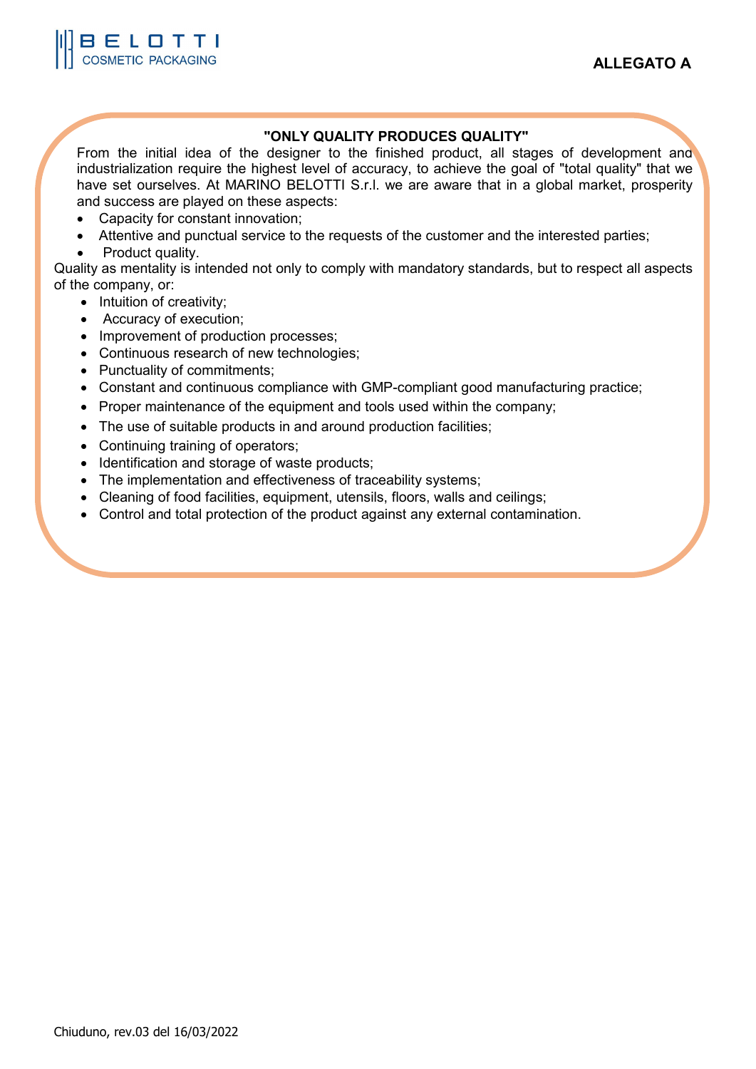ALLEGATO A

## "ONLY QUALITY PRODUCES QUALITY"

From the initial idea of the designer to the finished product, all stages of development and industrialization require the highest level of accuracy, to achieve the goal of "total quality" that we have set ourselves. At MARINO BELOTTI S.r.l. we are aware that in a global market, prosperity and success are played on these aspects:

- Capacity for constant innovation;
- Attentive and punctual service to the requests of the customer and the interested parties;
- Product quality.

Quality as mentality is intended not only to comply with mandatory standards, but to respect all aspects of the company, or:

- Intuition of creativity;
- Accuracy of execution;
- Improvement of production processes;
- Continuous research of new technologies;
- Punctuality of commitments;
- Constant and continuous compliance with GMP-compliant good manufacturing practice;
- Proper maintenance of the equipment and tools used within the company;
- The use of suitable products in and around production facilities;
- Continuing training of operators;
- Identification and storage of waste products;
- The implementation and effectiveness of traceability systems;
- Cleaning of food facilities, equipment, utensils, floors, walls and ceilings;
- Control and total protection of the product against any external contamination.

Chiuduno, rev.03 del 16/03/2022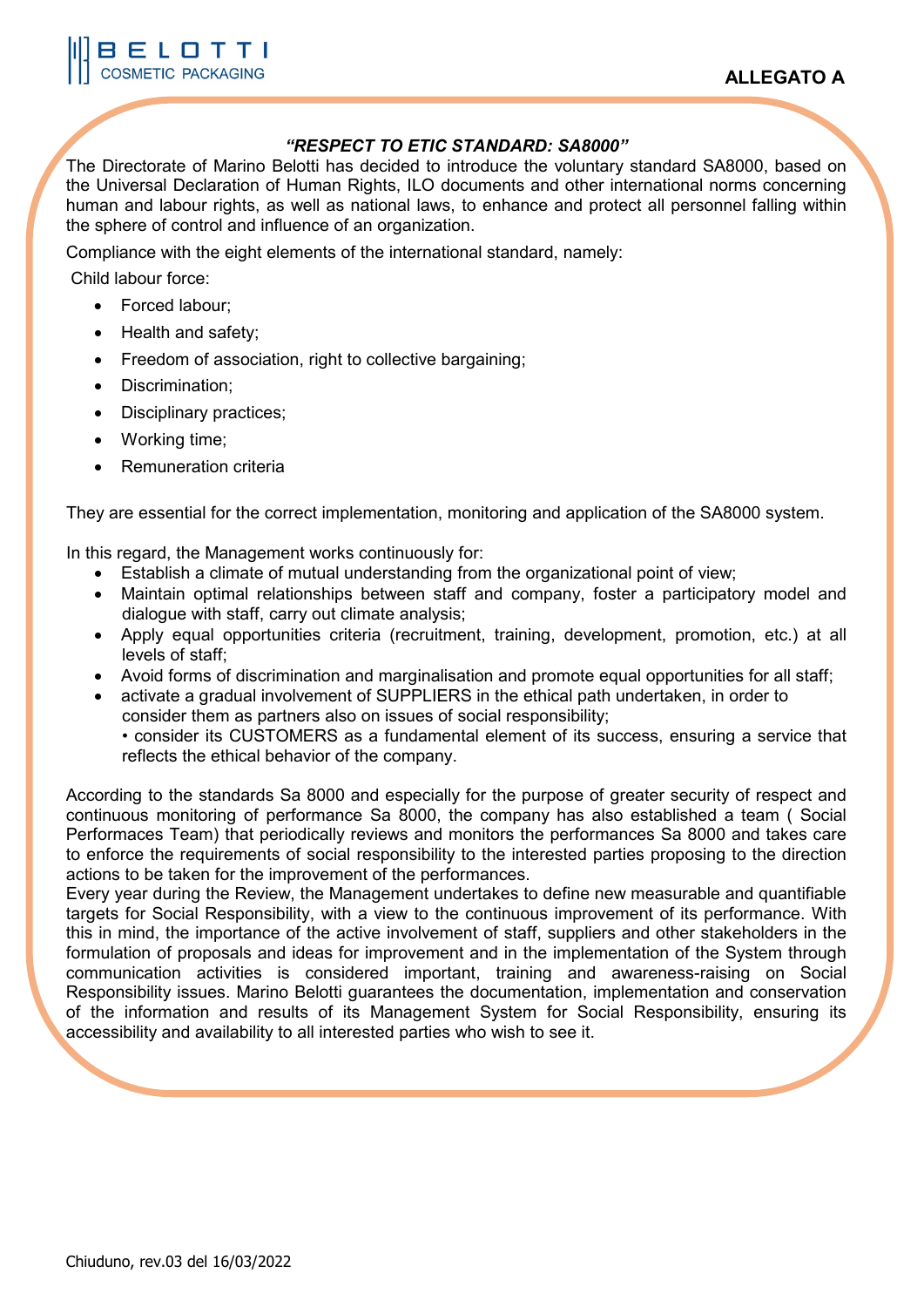**ALLEGATO A**

***"RESPECT TO ETIC STANDARD: SA8000"***

The Directorate of Marino Belotti has decided to introduce the voluntary standard SA8000, based on the Universal Declaration of Human Rights, ILO documents and other international norms concerning human and labour rights, as well as national laws, to enhance and protect all personnel falling within the sphere of control and influence of an organization.

Compliance with the eight elements of the international standard, namely:

Child labour force:

- Forced labour;
- Health and safety;
- Freedom of association, right to collective bargaining;
- Discrimination;
- Disciplinary practices;
- Working time;
- Remuneration criteria

They are essential for the correct implementation, monitoring and application of the SA8000 system.

In this regard, the Management works continuously for:

- Establish a climate of mutual understanding from the organizational point of view;
- Maintain optimal relationships between staff and company, foster a participatory model and dialogue with staff, carry out climate analysis;
- Apply equal opportunities criteria (recruitment, training, development, promotion, etc.) at all levels of staff;
- Avoid forms of discrimination and marginalisation and promote equal opportunities for all staff;
- activate a gradual involvement of SUPPLIERS in the ethical path undertaken, in order to consider them as partners also on issues of social responsibility;
  • consider its CUSTOMERS as a fundamental element of its success, ensuring a service that reflects the ethical behavior of the company.

According to the standards Sa 8000 and especially for the purpose of greater security of respect and continuous monitoring of performance Sa 8000, the company has also established a team ( Social Performaces Team) that periodically reviews and monitors the performances Sa 8000 and takes care to enforce the requirements of social responsibility to the interested parties proposing to the direction actions to be taken for the improvement of the performances.

Every year during the Review, the Management undertakes to define new measurable and quantifiable targets for Social Responsibility, with a view to the continuous improvement of its performance. With this in mind, the importance of the active involvement of staff, suppliers and other stakeholders in the formulation of proposals and ideas for improvement and in the implementation of the System through communication activities is considered important, training and awareness-raising on Social Responsibility issues. Marino Belotti guarantees the documentation, implementation and conservation of the information and results of its Management System for Social Responsibility, ensuring its accessibility and availability to all interested parties who wish to see it.

Chiuduno, rev.03 del 16/03/2022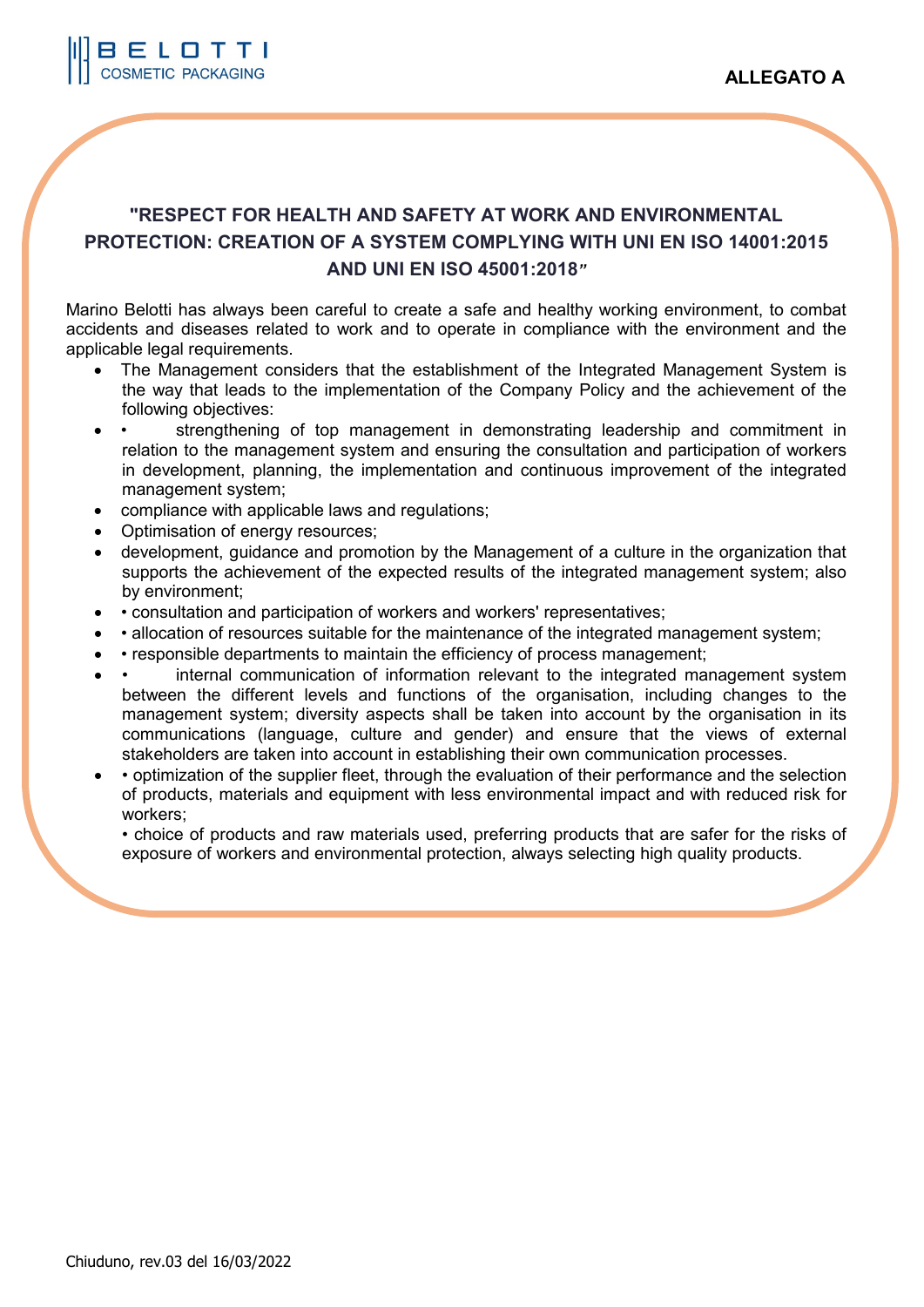**ALLEGATO A**

## "RESPECT FOR HEALTH AND SAFETY AT WORK AND ENVIRONMENTAL PROTECTION: CREATION OF A SYSTEM COMPLYING WITH UNI EN ISO 14001:2015 AND UNI EN ISO 45001:2018"

Marino Belotti has always been careful to create a safe and healthy working environment, to combat accidents and diseases related to work and to operate in compliance with the environment and the applicable legal requirements.

- The Management considers that the establishment of the Integrated Management System is the way that leads to the implementation of the Company Policy and the achievement of the following objectives:
- • strengthening of top management in demonstrating leadership and commitment in relation to the management system and ensuring the consultation and participation of workers in development, planning, the implementation and continuous improvement of the integrated management system;
- compliance with applicable laws and regulations;
- Optimisation of energy resources;
- development, guidance and promotion by the Management of a culture in the organization that supports the achievement of the expected results of the integrated management system; also by environment;
- • consultation and participation of workers and workers' representatives;
- • allocation of resources suitable for the maintenance of the integrated management system;
- • responsible departments to maintain the efficiency of process management;
- • internal communication of information relevant to the integrated management system between the different levels and functions of the organisation, including changes to the management system; diversity aspects shall be taken into account by the organisation in its communications (language, culture and gender) and ensure that the views of external stakeholders are taken into account in establishing their own communication processes.
- • optimization of the supplier fleet, through the evaluation of their performance and the selection of products, materials and equipment with less environmental impact and with reduced risk for workers;

  • choice of products and raw materials used, preferring products that are safer for the risks of exposure of workers and environmental protection, always selecting high quality products.

Chiuduno, rev.03 del 16/03/2022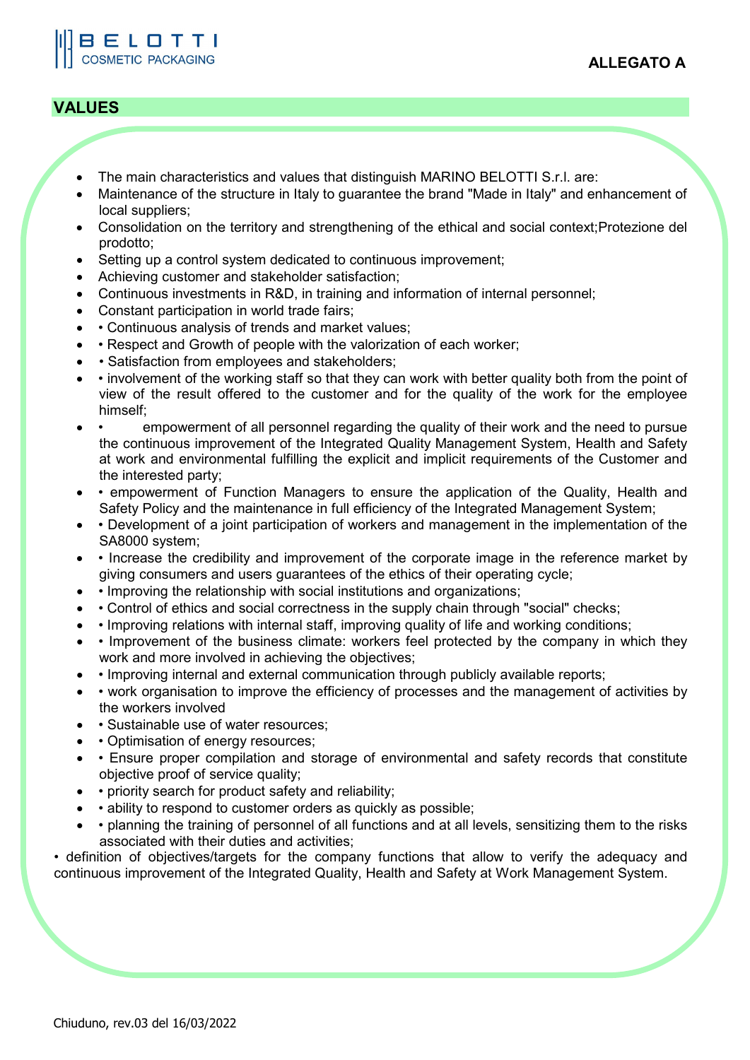**ALLEGATO A**

## VALUES

- The main characteristics and values that distinguish MARINO BELOTTI S.r.l. are:
- Maintenance of the structure in Italy to guarantee the brand "Made in Italy" and enhancement of local suppliers;
- Consolidation on the territory and strengthening of the ethical and social context;Protezione del prodotto;
- Setting up a control system dedicated to continuous improvement;
- Achieving customer and stakeholder satisfaction;
- Continuous investments in R&D, in training and information of internal personnel;
- Constant participation in world trade fairs;
- • Continuous analysis of trends and market values;
- • Respect and Growth of people with the valorization of each worker;
- • Satisfaction from employees and stakeholders;
- • involvement of the working staff so that they can work with better quality both from the point of view of the result offered to the customer and for the quality of the work for the employee himself;
- • empowerment of all personnel regarding the quality of their work and the need to pursue the continuous improvement of the Integrated Quality Management System, Health and Safety at work and environmental fulfilling the explicit and implicit requirements of the Customer and the interested party;
- • empowerment of Function Managers to ensure the application of the Quality, Health and Safety Policy and the maintenance in full efficiency of the Integrated Management System;
- • Development of a joint participation of workers and management in the implementation of the SA8000 system;
- • Increase the credibility and improvement of the corporate image in the reference market by giving consumers and users guarantees of the ethics of their operating cycle;
- • Improving the relationship with social institutions and organizations;
- • Control of ethics and social correctness in the supply chain through "social" checks;
- • Improving relations with internal staff, improving quality of life and working conditions;
- • Improvement of the business climate: workers feel protected by the company in which they work and more involved in achieving the objectives;
- • Improving internal and external communication through publicly available reports;
- • work organisation to improve the efficiency of processes and the management of activities by the workers involved
- • Sustainable use of water resources;
- • Optimisation of energy resources;
- • Ensure proper compilation and storage of environmental and safety records that constitute objective proof of service quality;
- • priority search for product safety and reliability;
- • ability to respond to customer orders as quickly as possible;
- • planning the training of personnel of all functions and at all levels, sensitizing them to the risks associated with their duties and activities;

• definition of objectives/targets for the company functions that allow to verify the adequacy and continuous improvement of the Integrated Quality, Health and Safety at Work Management System.

Chiuduno, rev.03 del 16/03/2022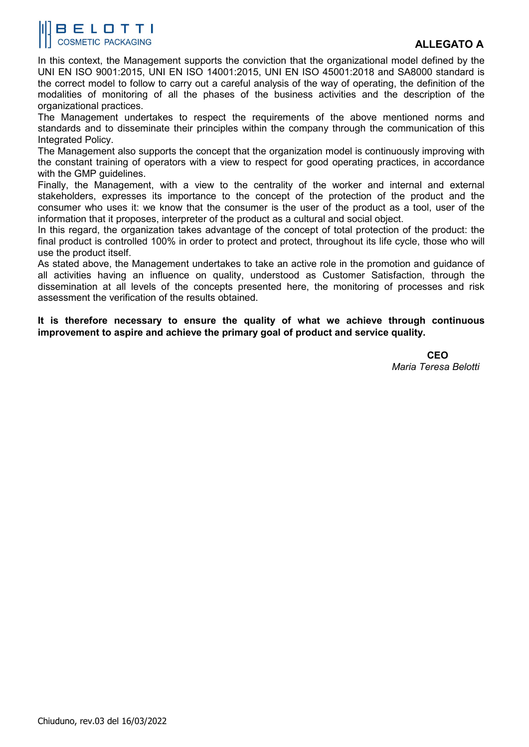**ALLEGATO A**

In this context, the Management supports the conviction that the organizational model defined by the UNI EN ISO 9001:2015, UNI EN ISO 14001:2015, UNI EN ISO 45001:2018 and SA8000 standard is the correct model to follow to carry out a careful analysis of the way of operating, the definition of the modalities of monitoring of all the phases of the business activities and the description of the organizational practices.

The Management undertakes to respect the requirements of the above mentioned norms and standards and to disseminate their principles within the company through the communication of this Integrated Policy.

The Management also supports the concept that the organization model is continuously improving with the constant training of operators with a view to respect for good operating practices, in accordance with the GMP guidelines.

Finally, the Management, with a view to the centrality of the worker and internal and external stakeholders, expresses its importance to the concept of the protection of the product and the consumer who uses it: we know that the consumer is the user of the product as a tool, user of the information that it proposes, interpreter of the product as a cultural and social object.

In this regard, the organization takes advantage of the concept of total protection of the product: the final product is controlled 100% in order to protect and protect, throughout its life cycle, those who will use the product itself.

As stated above, the Management undertakes to take an active role in the promotion and guidance of all activities having an influence on quality, understood as Customer Satisfaction, through the dissemination at all levels of the concepts presented here, the monitoring of processes and risk assessment the verification of the results obtained.

**It is therefore necessary to ensure the quality of what we achieve through continuous improvement to aspire and achieve the primary goal of product and service quality.**

**CEO**
*Maria Teresa Belotti*

Chiuduno, rev.03 del 16/03/2022